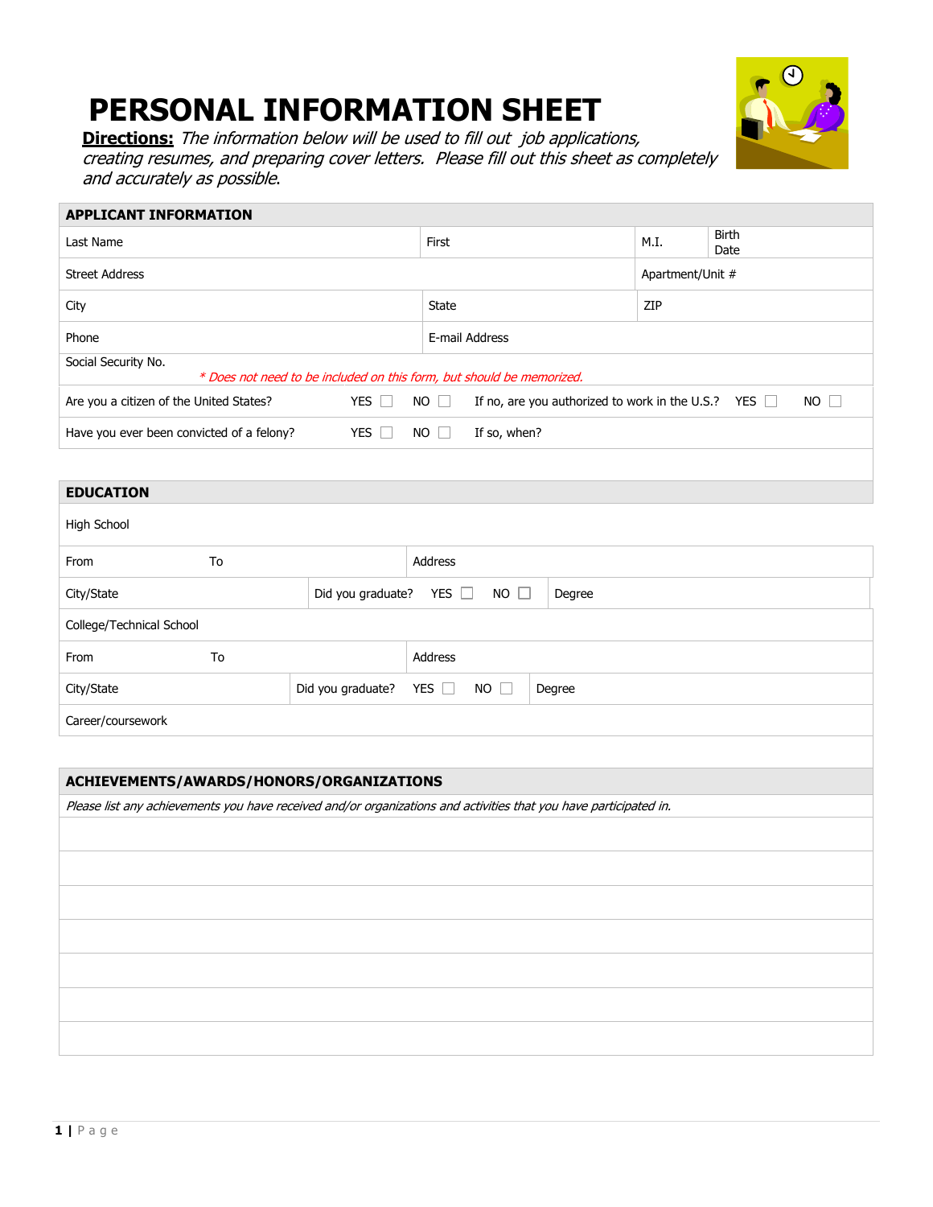# PERSONAL INFORMATION SHEET

**Directions:** *The information below will be used to fill out job applications, creating resumes, and preparing cover letters. Please fill out this sheet as completely and accurately as possible.*

## APPLICANT INFORMATION

| Last Name | First | M.I. | Birth Date |
|---|---|---|---|
| Street Address | | Apartment/Unit # | |
| City | State | ZIP | |
| Phone | E-mail Address | | |

Social Security No.
*\* Does not need to be included on this form, but should be memorized.*

Are you a citizen of the United States? YES ☐ NO ☐ If no, are you authorized to work in the U.S.? YES ☐ NO ☐

Have you ever been convicted of a felony? YES ☐ NO ☐ If so, when?

## EDUCATION

High School

| From | To | Address |
|---|---|---|
| City/State | Did you graduate? YES ☐ NO ☐ | Degree |

College/Technical School

| From | To | Address |
|---|---|---|
| City/State | Did you graduate? YES ☐ NO ☐ | Degree |

Career/coursework

## ACHIEVEMENTS/AWARDS/HONORS/ORGANIZATIONS

*Please list any achievements you have received and/or organizations and activities that you have participated in.*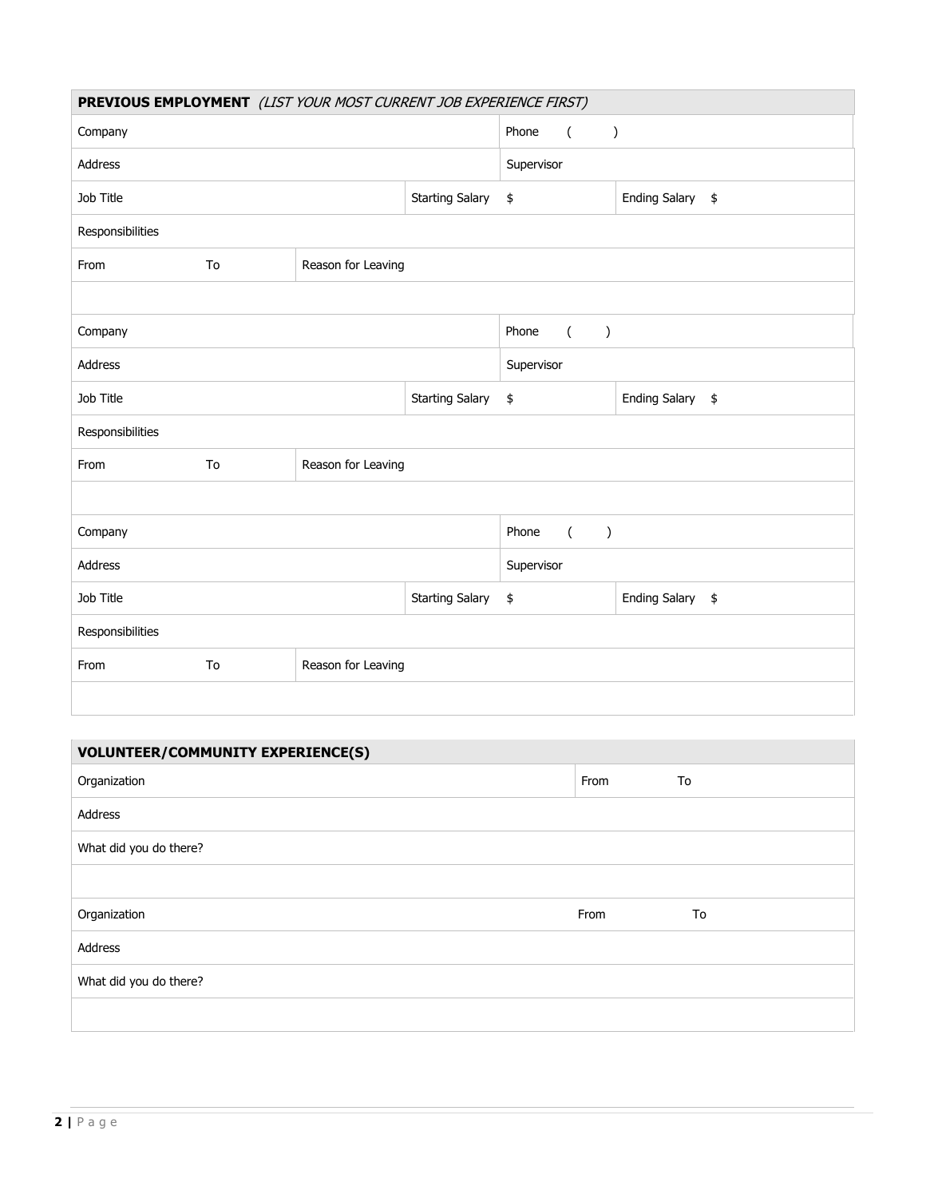## PREVIOUS EMPLOYMENT *(LIST YOUR MOST CURRENT JOB EXPERIENCE FIRST)*

| | | | | |
|---|---|---|---|---|
| Company | | | Phone ( ) | |
| Address | | | Supervisor | |
| Job Title | | Starting Salary | $ | Ending Salary $ |
| Responsibilities | | | | |
| From | To | Reason for Leaving | | |
| | | | | |

| | | | | |
|---|---|---|---|---|
| Company | | | Phone ( ) | |
| Address | | | Supervisor | |
| Job Title | | Starting Salary | $ | Ending Salary $ |
| Responsibilities | | | | |
| From | To | Reason for Leaving | | |
| | | | | |

| | | | | |
|---|---|---|---|---|
| Company | | | Phone ( ) | |
| Address | | | Supervisor | |
| Job Title | | Starting Salary | $ | Ending Salary $ |
| Responsibilities | | | | |
| From | To | Reason for Leaving | | |
| | | | | |

## VOLUNTEER/COMMUNITY EXPERIENCE(S)

| | | |
|---|---|---|
| Organization | From | To |
| Address | | |
| What did you do there? | | |
| | | |

| | | |
|---|---|---|
| Organization | From | To |
| Address | | |
| What did you do there? | | |
| | | |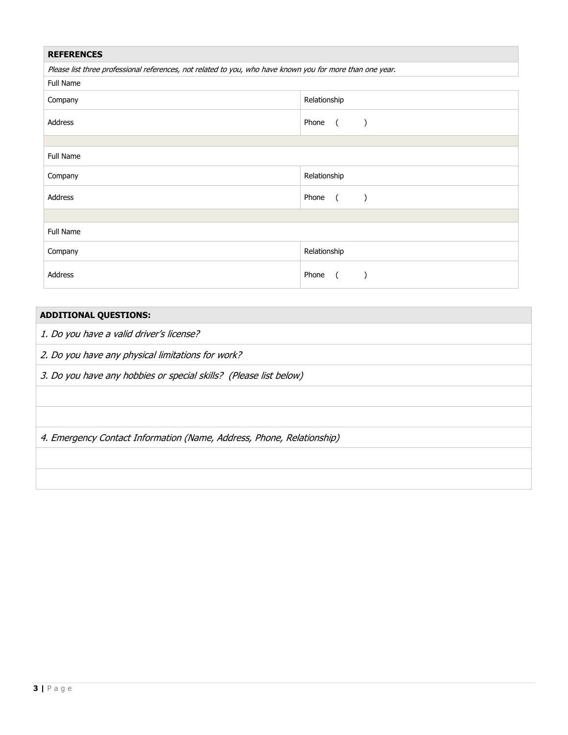## REFERENCES

*Please list three professional references, not related to you, who have known you for more than one year.*

| | |
|---|---|
| Full Name | |
| Company | Relationship |
| Address | Phone ( ) |
| | |
| Full Name | |
| Company | Relationship |
| Address | Phone ( ) |
| | |
| Full Name | |
| Company | Relationship |
| Address | Phone ( ) |

## ADDITIONAL QUESTIONS:

*1. Do you have a valid driver's license?*

*2. Do you have any physical limitations for work?*

*3. Do you have any hobbies or special skills? (Please list below)*

*4. Emergency Contact Information (Name, Address, Phone, Relationship)*